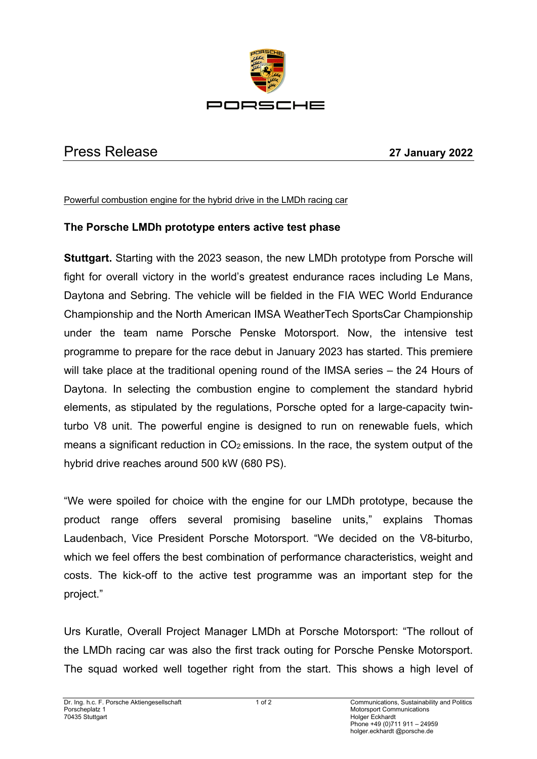# Press Release

**27 January 2022**

Powerful combustion engine for the hybrid drive in the LMDh racing car

## The Porsche LMDh prototype enters active test phase

**Stuttgart.** Starting with the 2023 season, the new LMDh prototype from Porsche will fight for overall victory in the world's greatest endurance races including Le Mans, Daytona and Sebring. The vehicle will be fielded in the FIA WEC World Endurance Championship and the North American IMSA WeatherTech SportsCar Championship under the team name Porsche Penske Motorsport. Now, the intensive test programme to prepare for the race debut in January 2023 has started. This premiere will take place at the traditional opening round of the IMSA series – the 24 Hours of Daytona. In selecting the combustion engine to complement the standard hybrid elements, as stipulated by the regulations, Porsche opted for a large-capacity twin-turbo V8 unit. The powerful engine is designed to run on renewable fuels, which means a significant reduction in $CO_2$ emissions. In the race, the system output of the hybrid drive reaches around 500 kW (680 PS).

"We were spoiled for choice with the engine for our LMDh prototype, because the product range offers several promising baseline units," explains Thomas Laudenbach, Vice President Porsche Motorsport. "We decided on the V8-biturbo, which we feel offers the best combination of performance characteristics, weight and costs. The kick-off to the active test programme was an important step for the project."

Urs Kuratle, Overall Project Manager LMDh at Porsche Motorsport: "The rollout of the LMDh racing car was also the first track outing for Porsche Penske Motorsport. The squad worked well together right from the start. This shows a high level of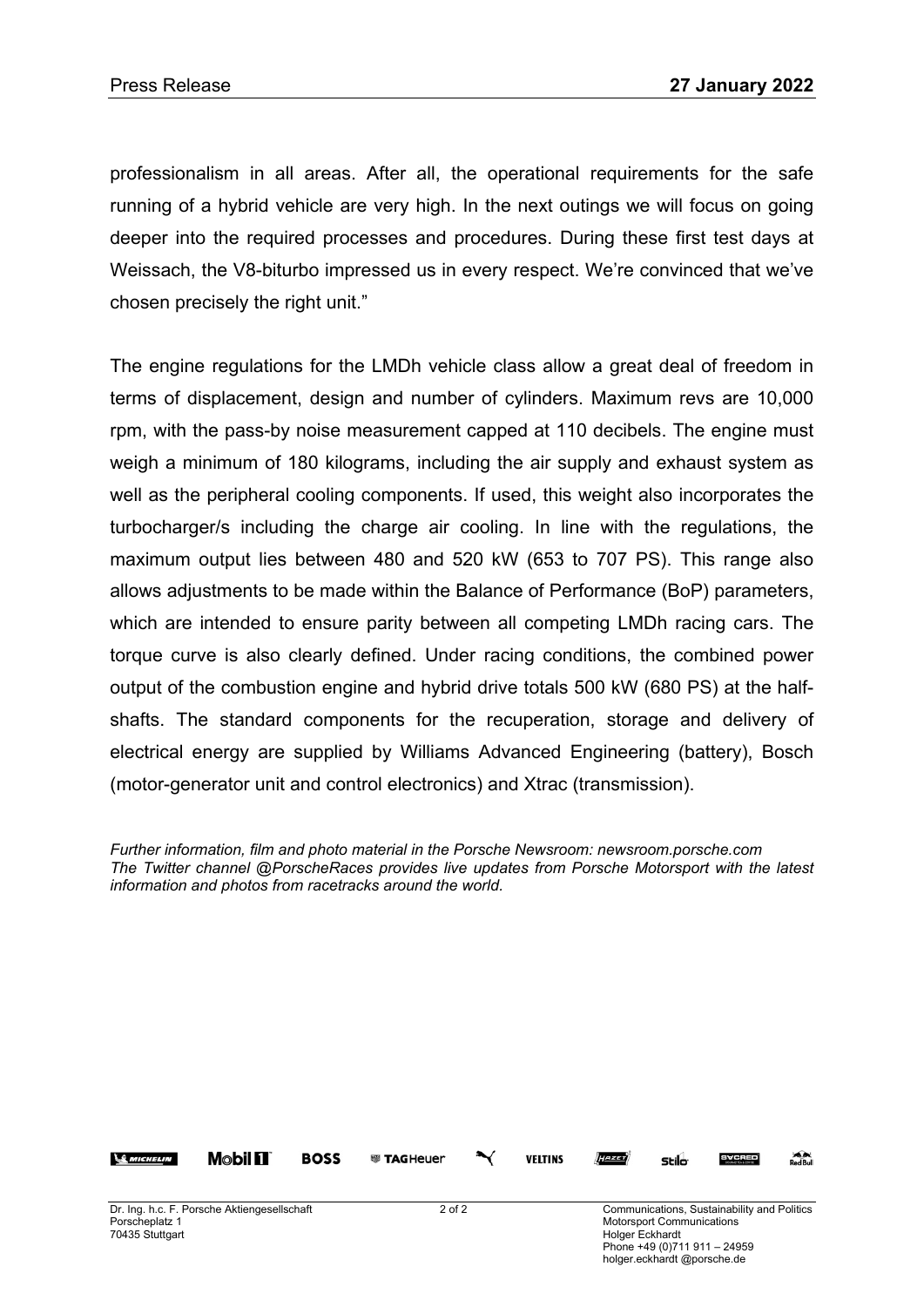professionalism in all areas. After all, the operational requirements for the safe running of a hybrid vehicle are very high. In the next outings we will focus on going deeper into the required processes and procedures. During these first test days at Weissach, the V8-biturbo impressed us in every respect. We're convinced that we've chosen precisely the right unit."

The engine regulations for the LMDh vehicle class allow a great deal of freedom in terms of displacement, design and number of cylinders. Maximum revs are 10,000 rpm, with the pass-by noise measurement capped at 110 decibels. The engine must weigh a minimum of 180 kilograms, including the air supply and exhaust system as well as the peripheral cooling components. If used, this weight also incorporates the turbocharger/s including the charge air cooling. In line with the regulations, the maximum output lies between 480 and 520 kW (653 to 707 PS). This range also allows adjustments to be made within the Balance of Performance (BoP) parameters, which are intended to ensure parity between all competing LMDh racing cars. The torque curve is also clearly defined. Under racing conditions, the combined power output of the combustion engine and hybrid drive totals 500 kW (680 PS) at the half-shafts. The standard components for the recuperation, storage and delivery of electrical energy are supplied by Williams Advanced Engineering (battery), Bosch (motor-generator unit and control electronics) and Xtrac (transmission).

*Further information, film and photo material in the Porsche Newsroom: newsroom.porsche.com*
*The Twitter channel @PorscheRaces provides live updates from Porsche Motorsport with the latest information and photos from racetracks around the world.*

Dr. Ing. h.c. F. Porsche Aktiengesellschaft
Porscheplatz 1
70435 Stuttgart

Communications, Sustainability and Politics
Motorsport Communications
Holger Eckhardt
Phone +49 (0)711 911 – 24959
holger.eckhardt @porsche.de